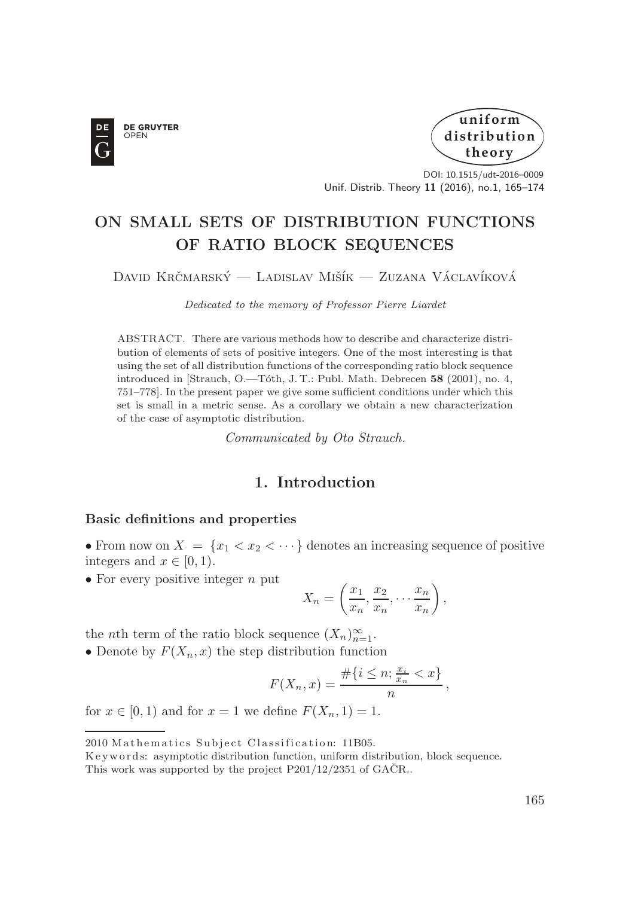# ON SMALL SETS OF DISTRIBUTION FUNCTIONS OF RATIO BLOCK SEQUENCES

David Krčmarský — Ladislav Mišík — Zuzana Václavíková

*Dedicated to the memory of Professor Pierre Liardet*

ABSTRACT. There are various methods how to describe and characterize distribution of elements of sets of positive integers. One of the most interesting is that using the set of all distribution functions of the corresponding ratio block sequence introduced in [Strauch, O.—Tóth, J. T.: Publ. Math. Debrecen **58** (2001), no. 4, 751–778]. In the present paper we give some sufficient conditions under which this set is small in a metric sense. As a corollary we obtain a new characterization of the case of asymptotic distribution.

*Communicated by Oto Strauch.*

## 1. Introduction

### Basic definitions and properties

• From now on $X = \{x_1 < x_2 < \cdots\}$ denotes an increasing sequence of positive integers and $x \in [0, 1)$.

• For every positive integer $n$ put

$$X_n = \left(\frac{x_1}{x_n}, \frac{x_2}{x_n}, \cdots \frac{x_n}{x_n}\right),$$

the $n$th term of the ratio block sequence $(X_n)_{n=1}^{\infty}$.

• Denote by $F(X_n, x)$ the step distribution function

$$F(X_n, x) = \frac{\#\{i \leq n; \frac{x_i}{x_n} < x\}}{n},$$

for $x \in [0, 1)$ and for $x = 1$ we define $F(X_n, 1) = 1$.

---

2010 Mathematics Subject Classification: 11B05.

Keywords: asymptotic distribution function, uniform distribution, block sequence.

This work was supported by the project P201/12/2351 of GAČR..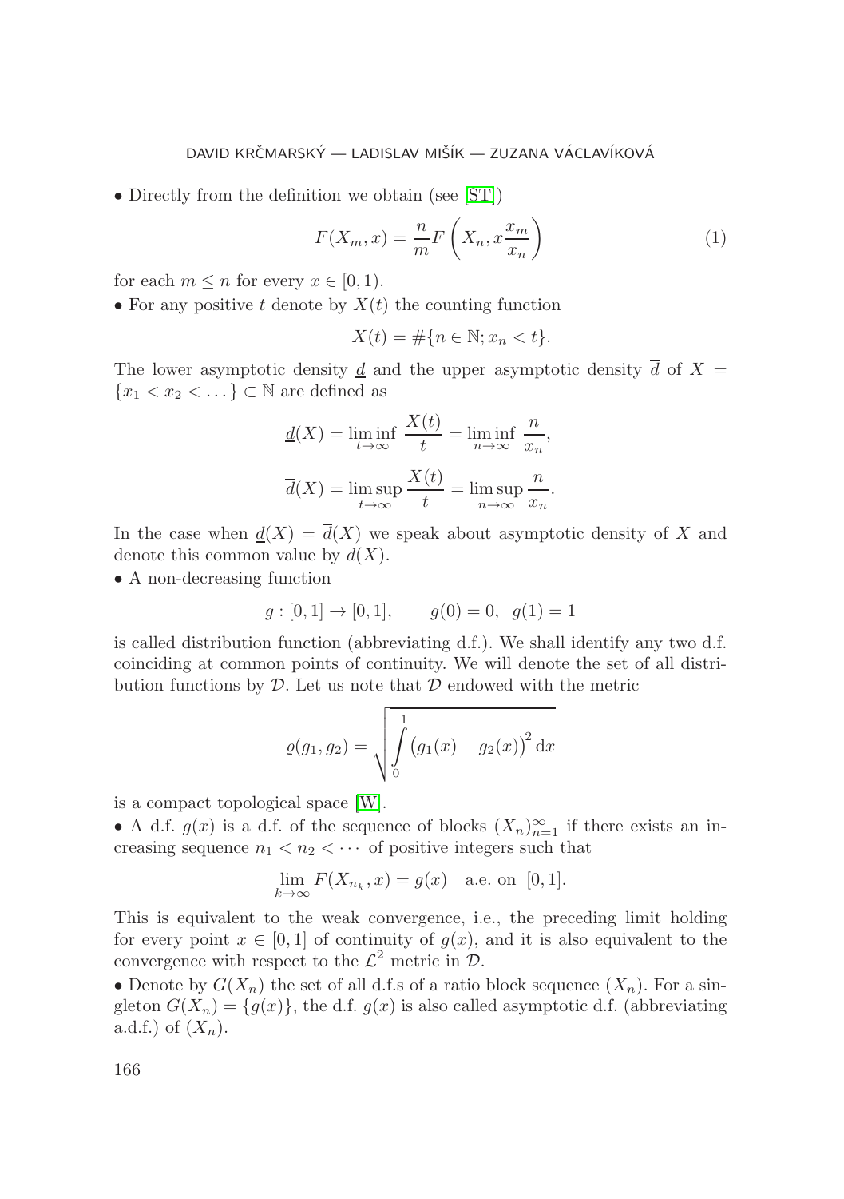• Directly from the definition we obtain (see [ST])

$$F(X_m, x) = \frac{n}{m} F\left(X_n, x\frac{x_m}{x_n}\right) \tag{1}$$

for each $m \leq n$ for every $x \in [0, 1)$.

• For any positive $t$ denote by $X(t)$ the counting function

$$X(t) = \#\{n \in \mathbb{N}; x_n < t\}.$$

The lower asymptotic density $\underline{d}$ and the upper asymptotic density $\overline{d}$ of $X = \{x_1 < x_2 < \dots\} \subset \mathbb{N}$ are defined as

$$\underline{d}(X) = \liminf_{t\to\infty} \frac{X(t)}{t} = \liminf_{n\to\infty} \frac{n}{x_n},$$

$$\overline{d}(X) = \limsup_{t\to\infty} \frac{X(t)}{t} = \limsup_{n\to\infty} \frac{n}{x_n}.$$

In the case when $\underline{d}(X) = \overline{d}(X)$ we speak about asymptotic density of $X$ and denote this common value by $d(X)$.

• A non-decreasing function

$$g : [0, 1] \to [0, 1], \qquad g(0) = 0, \;\; g(1) = 1$$

is called distribution function (abbreviating d.f.). We shall identify any two d.f. coinciding at common points of continuity. We will denote the set of all distribution functions by $\mathcal{D}$. Let us note that $\mathcal{D}$ endowed with the metric

$$\varrho(g_1, g_2) = \sqrt{\int_0^1 \left(g_1(x) - g_2(x)\right)^2 \mathrm{d}x}$$

is a compact topological space [W].

• A d.f. $g(x)$ is a d.f. of the sequence of blocks $(X_n)_{n=1}^{\infty}$ if there exists an increasing sequence $n_1 < n_2 < \cdots$ of positive integers such that

$$\lim_{k\to\infty} F(X_{n_k}, x) = g(x) \quad \text{a.e. on } [0, 1].$$

This is equivalent to the weak convergence, i.e., the preceding limit holding for every point $x \in [0, 1]$ of continuity of $g(x)$, and it is also equivalent to the convergence with respect to the $\mathcal{L}^2$ metric in $\mathcal{D}$.

• Denote by $G(X_n)$ the set of all d.f.s of a ratio block sequence $(X_n)$. For a singleton $G(X_n) = \{g(x)\}$, the d.f. $g(x)$ is also called asymptotic d.f. (abbreviating a.d.f.) of $(X_n)$.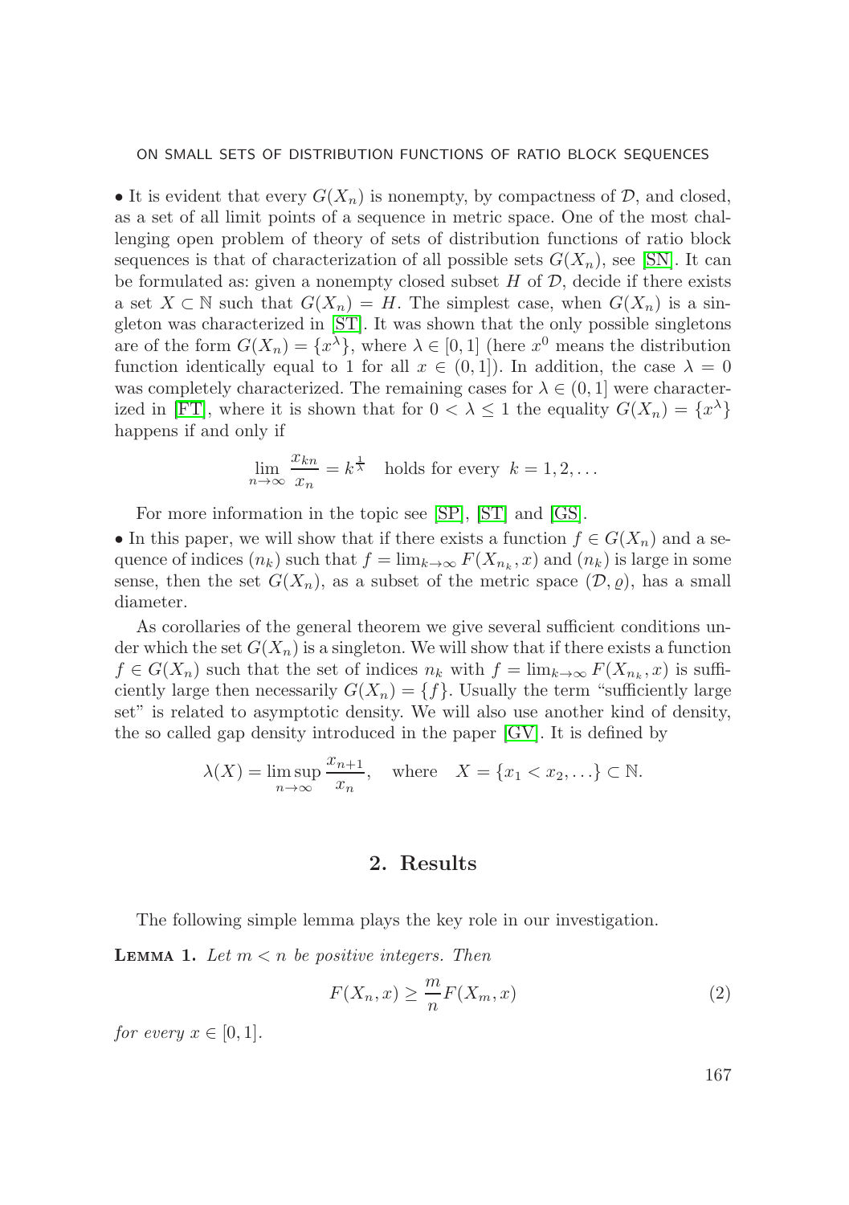• It is evident that every $G(X_n)$ is nonempty, by compactness of $\mathcal{D}$, and closed, as a set of all limit points of a sequence in metric space. One of the most challenging open problem of theory of sets of distribution functions of ratio block sequences is that of characterization of all possible sets $G(X_n)$, see [SN]. It can be formulated as: given a nonempty closed subset $H$ of $\mathcal{D}$, decide if there exists a set $X \subset \mathbb{N}$ such that $G(X_n) = H$. The simplest case, when $G(X_n)$ is a singleton was characterized in [ST]. It was shown that the only possible singletons are of the form $G(X_n) = \{x^\lambda\}$, where $\lambda \in [0, 1]$ (here $x^0$ means the distribution function identically equal to 1 for all $x \in (0, 1]$). In addition, the case $\lambda = 0$ was completely characterized. The remaining cases for $\lambda \in (0, 1]$ were characterized in [FT], where it is shown that for $0 < \lambda \leq 1$ the equality $G(X_n) = \{x^\lambda\}$ happens if and only if

$$\lim_{n\to\infty} \frac{x_{kn}}{x_n} = k^{\frac{1}{\lambda}} \quad \text{holds for every } \; k = 1, 2, \dots$$

For more information in the topic see [SP], [ST] and [GS].

• In this paper, we will show that if there exists a function $f \in G(X_n)$ and a sequence of indices $(n_k)$ such that $f = \lim_{k\to\infty} F(X_{n_k}, x)$ and $(n_k)$ is large in some sense, then the set $G(X_n)$, as a subset of the metric space $(\mathcal{D}, \varrho)$, has a small diameter.

As corollaries of the general theorem we give several sufficient conditions under which the set $G(X_n)$ is a singleton. We will show that if there exists a function $f \in G(X_n)$ such that the set of indices $n_k$ with $f = \lim_{k\to\infty} F(X_{n_k}, x)$ is sufficiently large then necessarily $G(X_n) = \{f\}$. Usually the term "sufficiently large set" is related to asymptotic density. We will also use another kind of density, the so called gap density introduced in the paper [GV]. It is defined by

$$\lambda(X) = \limsup_{n\to\infty} \frac{x_{n+1}}{x_n}, \quad \text{where} \quad X = \{x_1 < x_2, \dots\} \subset \mathbb{N}.$$

## 2. Results

The following simple lemma plays the key role in our investigation.

**Lemma 1.** *Let $m < n$ be positive integers. Then*

$$F(X_n, x) \geq \frac{m}{n} F(X_m, x) \tag{2}$$

*for every $x \in [0, 1]$.*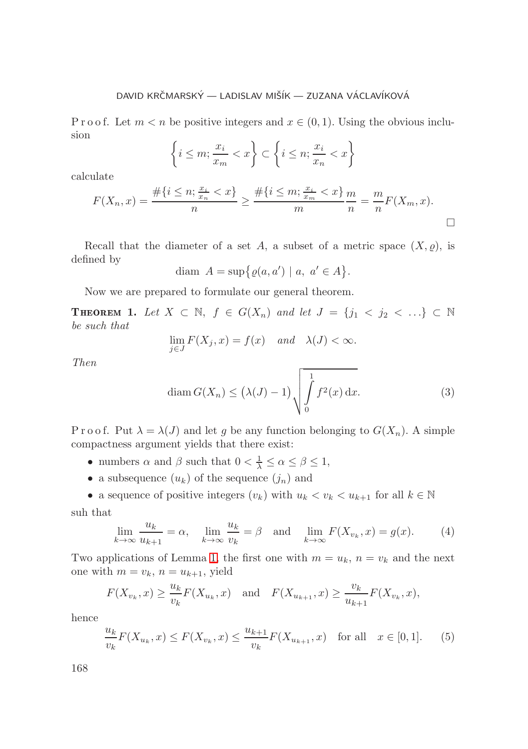P r o o f. Let $m < n$ be positive integers and $x \in (0,1)$. Using the obvious inclusion

$$\left\{ i \le m; \frac{x_i}{x_m} < x \right\} \subset \left\{ i \le n; \frac{x_i}{x_n} < x \right\}$$

calculate

$$F(X_n, x) = \frac{\#\{i \le n; \frac{x_i}{x_n} < x\}}{n} \ge \frac{\#\{i \le m; \frac{x_i}{x_m} < x\}}{m} \frac{m}{n} = \frac{m}{n} F(X_m, x).$$

□

Recall that the diameter of a set $A$, a subset of a metric space $(X, \varrho)$, is defined by

$$\operatorname{diam}\ A = \sup\{\varrho(a, a') \mid a,\ a' \in A\}.$$

Now we are prepared to formulate our general theorem.

**Theorem 1.** *Let $X \subset \mathbb{N}$, $f \in G(X_n)$ and let $J = \{j_1 < j_2 < \dots\} \subset \mathbb{N}$ be such that*

$$\lim_{j \in J} F(X_j, x) = f(x) \quad \text{and} \quad \lambda(J) < \infty.$$

*Then*

$$\operatorname{diam} G(X_n) \le \big(\lambda(J) - 1\big) \sqrt{\int_0^1 f^2(x)\,\mathrm{d}x}. \tag{3}$$

P r o o f. Put $\lambda = \lambda(J)$ and let $g$ be any function belonging to $G(X_n)$. A simple compactness argument yields that there exist:

- numbers $\alpha$ and $\beta$ such that $0 < \frac{1}{\lambda} \le \alpha \le \beta \le 1$,
- a subsequence $(u_k)$ of the sequence $(j_n)$ and
- a sequence of positive integers $(v_k)$ with $u_k < v_k < u_{k+1}$ for all $k \in \mathbb{N}$

suh that

$$\lim_{k \to \infty} \frac{u_k}{u_{k+1}} = \alpha, \quad \lim_{k \to \infty} \frac{u_k}{v_k} = \beta \quad \text{and} \quad \lim_{k \to \infty} F(X_{v_k}, x) = g(x). \tag{4}$$

Two applications of Lemma 1, the first one with $m = u_k$, $n = v_k$ and the next one with $m = v_k$, $n = u_{k+1}$, yield

$$F(X_{v_k}, x) \ge \frac{u_k}{v_k} F(X_{u_k}, x) \quad \text{and} \quad F(X_{u_{k+1}}, x) \ge \frac{v_k}{u_{k+1}} F(X_{v_k}, x),$$

hence

$$\frac{u_k}{v_k} F(X_{u_k}, x) \le F(X_{v_k}, x) \le \frac{u_{k+1}}{v_k} F(X_{u_{k+1}}, x) \quad \text{for all} \quad x \in [0,1]. \tag{5}$$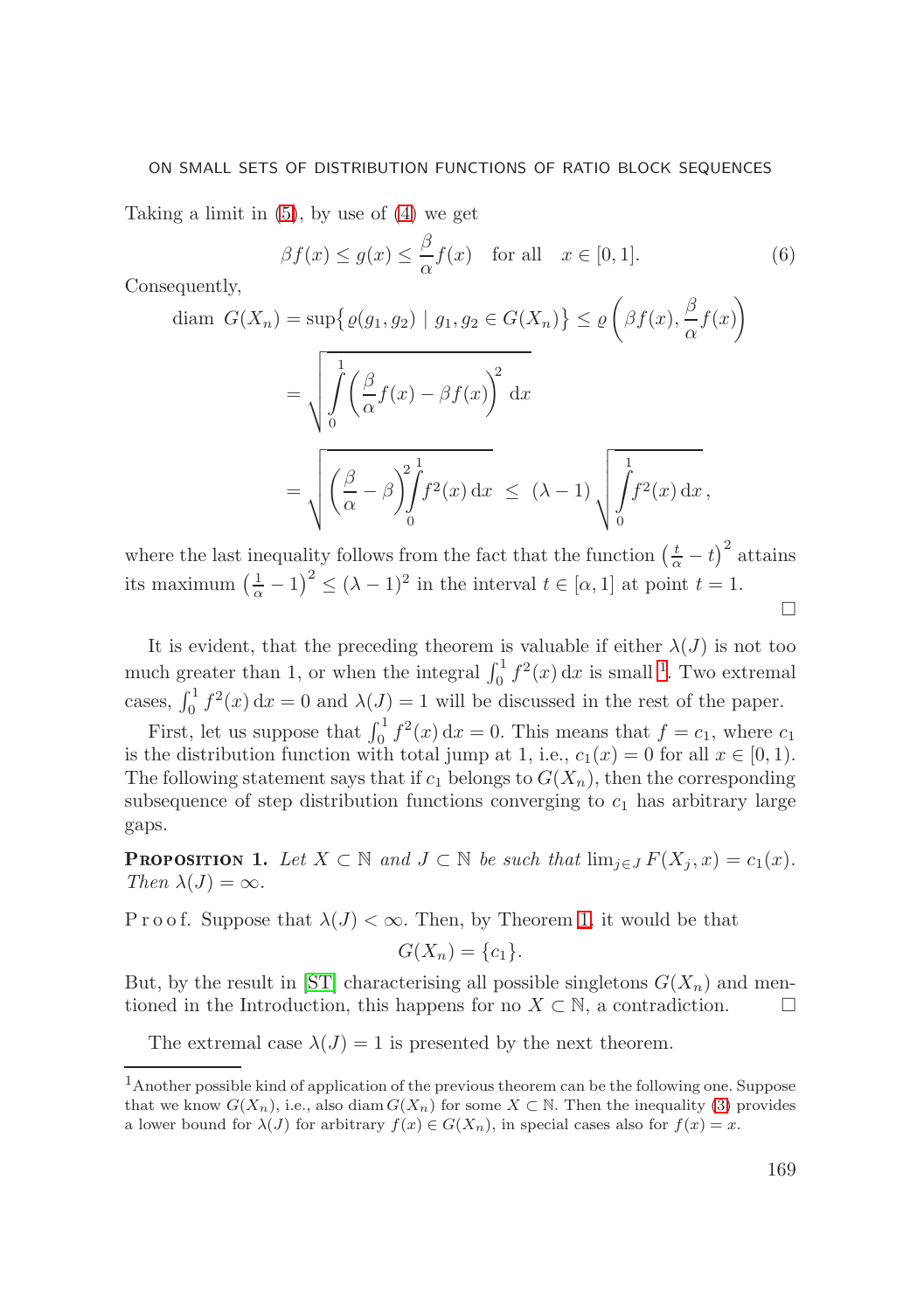Taking a limit in (5), by use of (4) we get

$$\beta f(x) \le g(x) \le \frac{\beta}{\alpha} f(x) \quad \text{for all} \quad x \in [0,1]. \tag{6}$$

Consequently,

$$\begin{aligned}
\operatorname{diam}\ G(X_n) &= \sup\{\varrho(g_1, g_2) \mid g_1, g_2 \in G(X_n)\} \le \varrho\left(\beta f(x), \frac{\beta}{\alpha} f(x)\right) \\
&= \sqrt{\int_0^1 \left(\frac{\beta}{\alpha} f(x) - \beta f(x)\right)^2 \mathrm{d}x} \\
&= \sqrt{\left(\frac{\beta}{\alpha} - \beta\right)^2 \int_0^1 f^2(x)\,\mathrm{d}x} \ \le\ (\lambda - 1)\sqrt{\int_0^1 f^2(x)\,\mathrm{d}x}\,,
\end{aligned}$$

where the last inequality follows from the fact that the function $\left(\frac{t}{\alpha} - t\right)^2$ attains its maximum $\left(\frac{1}{\alpha} - 1\right)^2 \le (\lambda - 1)^2$ in the interval $t \in [\alpha, 1]$ at point $t = 1$.

□

It is evident, that the preceding theorem is valuable if either $\lambda(J)$ is not too much greater than 1, or when the integral $\int_0^1 f^2(x)\,\mathrm{d}x$ is small [1]. Two extremal cases, $\int_0^1 f^2(x)\,\mathrm{d}x = 0$ and $\lambda(J) = 1$ will be discussed in the rest of the paper.

First, let us suppose that $\int_0^1 f^2(x)\,\mathrm{d}x = 0$. This means that $f = c_1$, where $c_1$ is the distribution function with total jump at 1, i.e., $c_1(x) = 0$ for all $x \in [0,1)$. The following statement says that if $c_1$ belongs to $G(X_n)$, then the corresponding subsequence of step distribution functions converging to $c_1$ has arbitrary large gaps.

**Proposition 1.** *Let $X \subset \mathbb{N}$ and $J \subset \mathbb{N}$ be such that $\lim_{j \in J} F(X_j, x) = c_1(x)$. Then $\lambda(J) = \infty$.*

Proof. Suppose that $\lambda(J) < \infty$. Then, by Theorem 1, it would be that

$$G(X_n) = \{c_1\}.$$

But, by the result in [ST] characterising all possible singletons $G(X_n)$ and mentioned in the Introduction, this happens for no $X \subset \mathbb{N}$, a contradiction. □

The extremal case $\lambda(J) = 1$ is presented by the next theorem.

---

[1] Another possible kind of application of the previous theorem can be the following one. Suppose that we know $G(X_n)$, i.e., also $\operatorname{diam} G(X_n)$ for some $X \subset \mathbb{N}$. Then the inequality (3) provides a lower bound for $\lambda(J)$ for arbitrary $f(x) \in G(X_n)$, in special cases also for $f(x) = x$.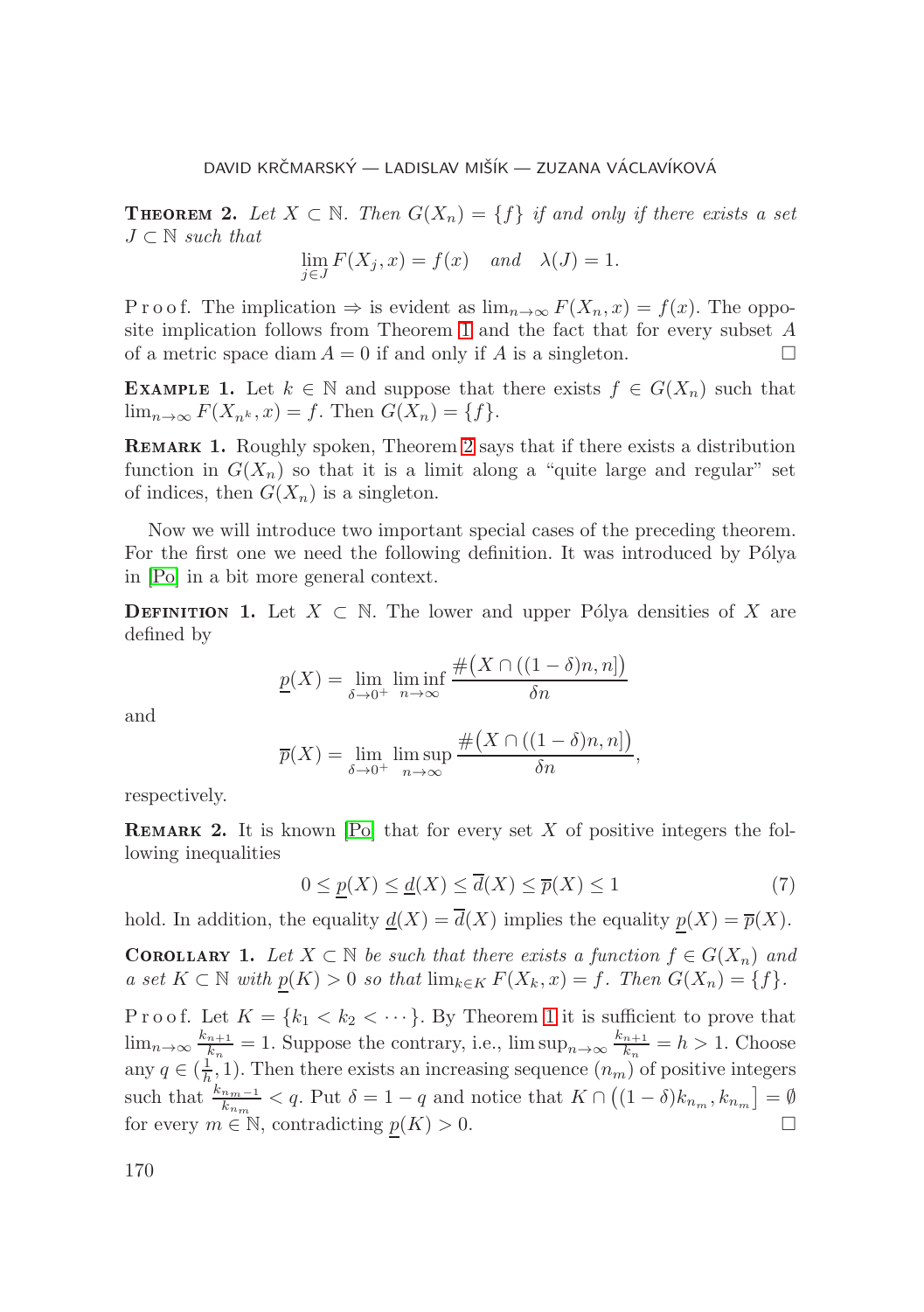**Theorem 2.** *Let $X \subset \mathbb{N}$. Then $G(X_n) = \{f\}$ if and only if there exists a set $J \subset \mathbb{N}$ such that*

$$\lim_{j \in J} F(X_j, x) = f(x) \quad \textit{and} \quad \lambda(J) = 1.$$

P r o o f. The implication $\Rightarrow$ is evident as $\lim_{n\to\infty} F(X_n, x) = f(x)$. The opposite implication follows from Theorem 1 and the fact that for every subset $A$ of a metric space $\operatorname{diam} A = 0$ if and only if $A$ is a singleton. □

**Example 1.** Let $k \in \mathbb{N}$ and suppose that there exists $f \in G(X_n)$ such that $\lim_{n\to\infty} F(X_{n^k}, x) = f$. Then $G(X_n) = \{f\}$.

**Remark 1.** Roughly spoken, Theorem 2 says that if there exists a distribution function in $G(X_n)$ so that it is a limit along a "quite large and regular" set of indices, then $G(X_n)$ is a singleton.

Now we will introduce two important special cases of the preceding theorem. For the first one we need the following definition. It was introduced by Pólya in [Po] in a bit more general context.

**Definition 1.** Let $X \subset \mathbb{N}$. The lower and upper Pólya densities of $X$ are defined by

$$\underline{p}(X) = \lim_{\delta\to 0^+} \liminf_{n\to\infty} \frac{\#\big(X \cap ((1-\delta)n, n]\big)}{\delta n}$$

and

$$\overline{p}(X) = \lim_{\delta\to 0^+} \limsup_{n\to\infty} \frac{\#\big(X \cap ((1-\delta)n, n]\big)}{\delta n},$$

respectively.

**Remark 2.** It is known [Po] that for every set $X$ of positive integers the following inequalities

$$0 \le \underline{p}(X) \le \underline{d}(X) \le \overline{d}(X) \le \overline{p}(X) \le 1 \tag{7}$$

hold. In addition, the equality $\underline{d}(X) = \overline{d}(X)$ implies the equality $\underline{p}(X) = \overline{p}(X)$.

**Corollary 1.** *Let $X \subset \mathbb{N}$ be such that there exists a function $f \in G(X_n)$ and a set $K \subset \mathbb{N}$ with $\underline{p}(K) > 0$ so that $\lim_{k\in K} F(X_k, x) = f$. Then $G(X_n) = \{f\}$.*

P r o o f. Let $K = \{k_1 < k_2 < \cdots\}$. By Theorem 1 it is sufficient to prove that $\lim_{n\to\infty} \frac{k_{n+1}}{k_n} = 1$. Suppose the contrary, i.e., $\limsup_{n\to\infty} \frac{k_{n+1}}{k_n} = h > 1$. Choose any $q \in (\frac{1}{h}, 1)$. Then there exists an increasing sequence $(n_m)$ of positive integers such that $\frac{k_{n_m - 1}}{k_{n_m}} < q$. Put $\delta = 1 - q$ and notice that $K \cap \big((1-\delta)k_{n_m}, k_{n_m}\big] = \emptyset$ for every $m \in \mathbb{N}$, contradicting $\underline{p}(K) > 0$. □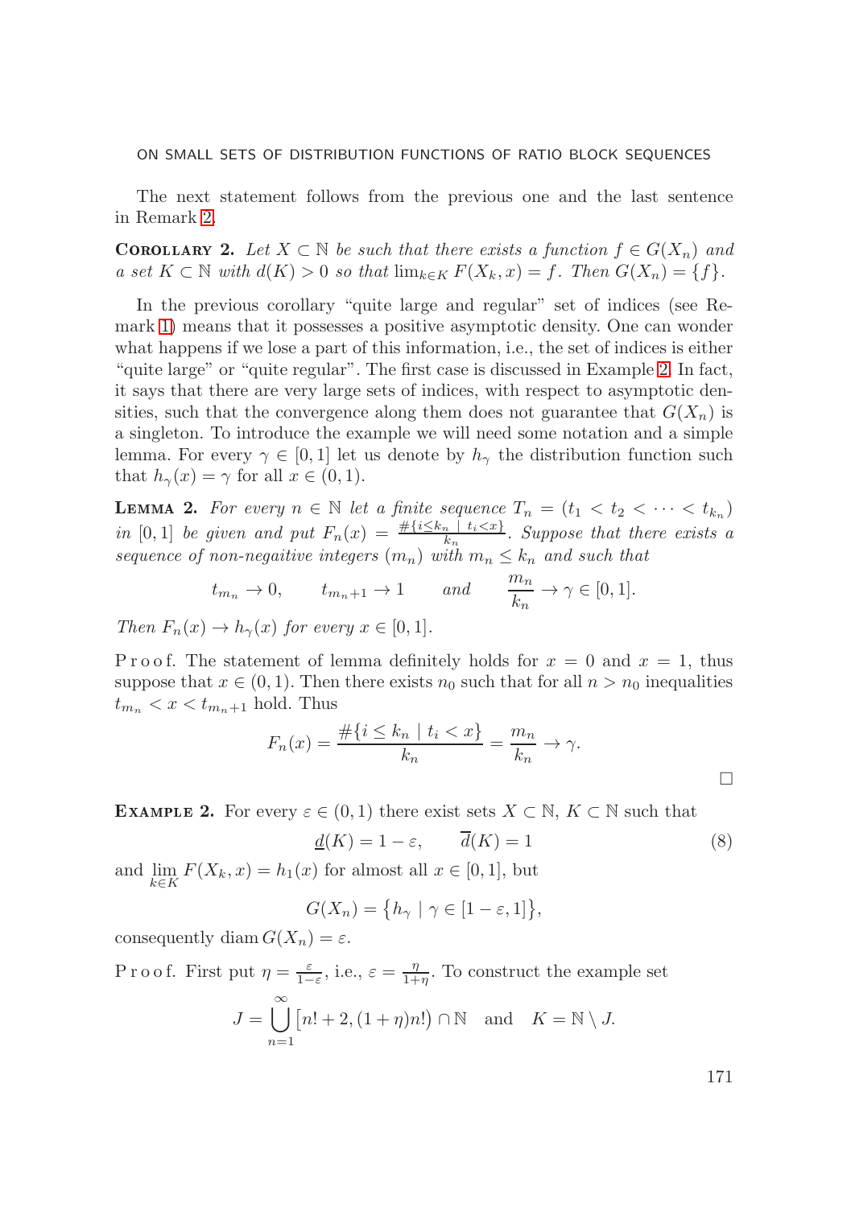The next statement follows from the previous one and the last sentence in Remark 2.

**Corollary 2.** *Let $X \subset \mathbb{N}$ be such that there exists a function $f \in G(X_n)$ and a set $K \subset \mathbb{N}$ with $d(K) > 0$ so that $\lim_{k\in K} F(X_k, x) = f$. Then $G(X_n) = \{f\}$.*

In the previous corollary "quite large and regular" set of indices (see Remark 1) means that it possesses a positive asymptotic density. One can wonder what happens if we lose a part of this information, i.e., the set of indices is either "quite large" or "quite regular". The first case is discussed in Example 2. In fact, it says that there are very large sets of indices, with respect to asymptotic densities, such that the convergence along them does not guarantee that $G(X_n)$ is a singleton. To introduce the example we will need some notation and a simple lemma. For every $\gamma \in [0, 1]$ let us denote by $h_\gamma$ the distribution function such that $h_\gamma(x) = \gamma$ for all $x \in (0, 1)$.

**Lemma 2.** *For every $n \in \mathbb{N}$ let a finite sequence $T_n = (t_1 < t_2 < \cdots < t_{k_n})$ in $[0, 1]$ be given and put $F_n(x) = \frac{\#\{i \le k_n \mid t_i < x\}}{k_n}$. Suppose that there exists a sequence of non-negative integers $(m_n)$ with $m_n \le k_n$ and such that*

$$t_{m_n} \to 0, \qquad t_{m_n+1} \to 1 \qquad \text{and} \qquad \frac{m_n}{k_n} \to \gamma \in [0, 1].$$

*Then $F_n(x) \to h_\gamma(x)$ for every $x \in [0, 1]$.*

Proof. The statement of lemma definitely holds for $x = 0$ and $x = 1$, thus suppose that $x \in (0, 1)$. Then there exists $n_0$ such that for all $n > n_0$ inequalities $t_{m_n} < x < t_{m_n+1}$ hold. Thus

$$F_n(x) = \frac{\#\{i \le k_n \mid t_i < x\}}{k_n} = \frac{m_n}{k_n} \to \gamma.$$

$\square$

**Example 2.** For every $\varepsilon \in (0, 1)$ there exist sets $X \subset \mathbb{N}$, $K \subset \mathbb{N}$ such that

$$\underline{d}(K) = 1 - \varepsilon, \qquad \overline{d}(K) = 1 \tag{8}$$

and $\lim\limits_{k\in K} F(X_k, x) = h_1(x)$ for almost all $x \in [0, 1]$, but

$$G(X_n) = \{h_\gamma \mid \gamma \in [1 - \varepsilon, 1]\},$$

consequently $\operatorname{diam} G(X_n) = \varepsilon$.

Proof. First put $\eta = \frac{\varepsilon}{1-\varepsilon}$, i.e., $\varepsilon = \frac{\eta}{1+\eta}$. To construct the example set

$$J = \bigcup_{n=1}^{\infty} \big[n! + 2, (1 + \eta)n!\big) \cap \mathbb{N} \quad \text{and} \quad K = \mathbb{N} \setminus J.$$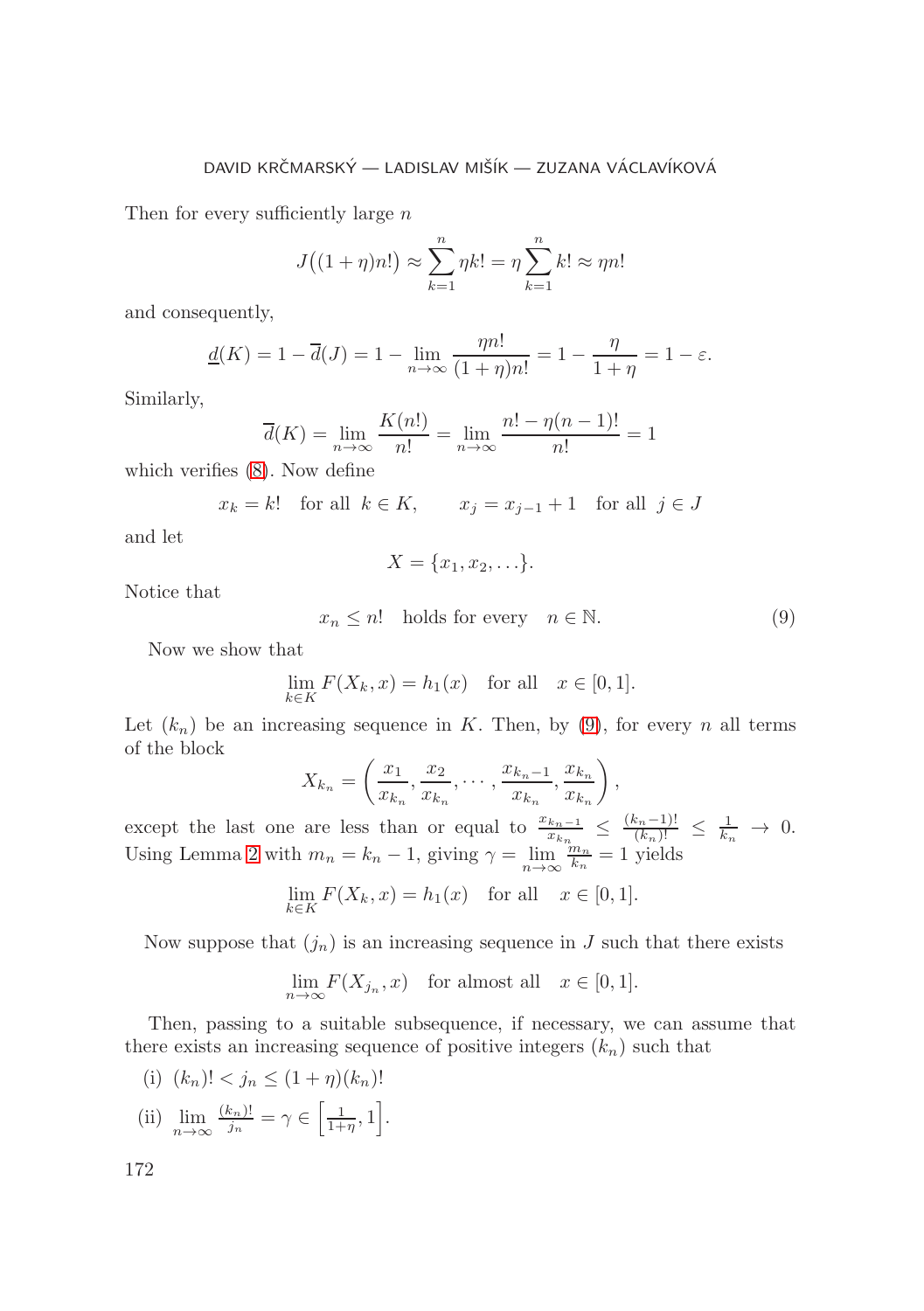Then for every sufficiently large $n$

$$J\big((1+\eta)n!\big) \approx \sum_{k=1}^{n} \eta k! = \eta \sum_{k=1}^{n} k! \approx \eta n!$$

and consequently,

$$\underline{d}(K) = 1 - \overline{d}(J) = 1 - \lim_{n\to\infty} \frac{\eta n!}{(1+\eta)n!} = 1 - \frac{\eta}{1+\eta} = 1 - \varepsilon.$$

Similarly,

$$\overline{d}(K) = \lim_{n\to\infty} \frac{K(n!)}{n!} = \lim_{n\to\infty} \frac{n! - \eta(n-1)!}{n!} = 1$$

which verifies (8). Now define

$$x_k = k! \quad \text{for all } \ k \in K, \qquad x_j = x_{j-1} + 1 \quad \text{for all } \ j \in J$$

and let

$$X = \{x_1, x_2, \ldots\}.$$

Notice that

$$x_n \le n! \quad \text{holds for every} \quad n \in \mathbb{N}. \tag{9}$$

Now we show that

$$\lim_{k\in K} F(X_k, x) = h_1(x) \quad \text{for all} \quad x \in [0,1].$$

Let $(k_n)$ be an increasing sequence in $K$. Then, by (9), for every $n$ all terms of the block

$$X_{k_n} = \left( \frac{x_1}{x_{k_n}}, \frac{x_2}{x_{k_n}}, \cdots, \frac{x_{k_n-1}}{x_{k_n}}, \frac{x_{k_n}}{x_{k_n}} \right),$$

except the last one are less than or equal to $\frac{x_{k_n-1}}{x_{k_n}} \le \frac{(k_n-1)!}{(k_n)!} \le \frac{1}{k_n} \to 0$. Using Lemma 2 with $m_n = k_n - 1$, giving $\gamma = \lim\limits_{n\to\infty} \frac{m_n}{k_n} = 1$ yields

$$\lim_{k\in K} F(X_k, x) = h_1(x) \quad \text{for all} \quad x \in [0,1].$$

Now suppose that $(j_n)$ is an increasing sequence in $J$ such that there exists

$$\lim_{n\to\infty} F(X_{j_n}, x) \quad \text{for almost all} \quad x \in [0,1].$$

Then, passing to a suitable subsequence, if necessary, we can assume that there exists an increasing sequence of positive integers $(k_n)$ such that

(i) $(k_n)! < j_n \le (1+\eta)(k_n)!$

(ii) $\lim\limits_{n\to\infty} \frac{(k_n)!}{j_n} = \gamma \in \left[\frac{1}{1+\eta}, 1\right]$.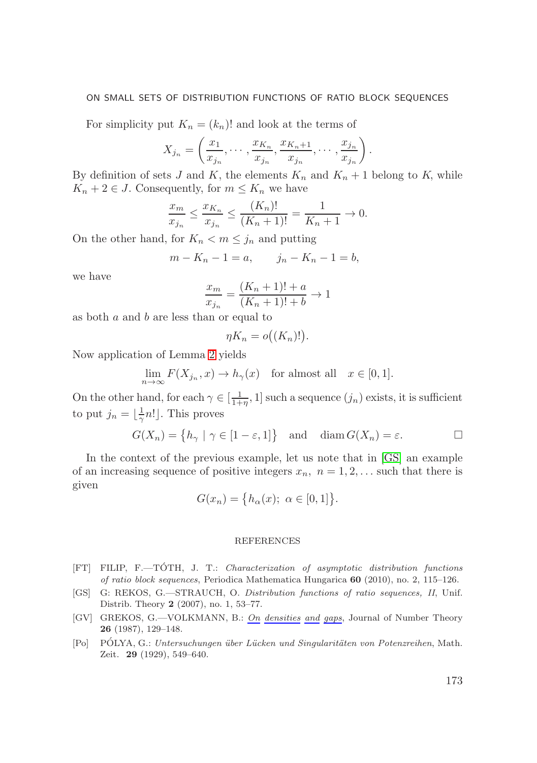For simplicity put $K_n = (k_n)!$ and look at the terms of

$$X_{j_n} = \left( \frac{x_1}{x_{j_n}}, \cdots, \frac{x_{K_n}}{x_{j_n}}, \frac{x_{K_n+1}}{x_{j_n}}, \cdots, \frac{x_{j_n}}{x_{j_n}} \right).$$

By definition of sets $J$ and $K$, the elements $K_n$ and $K_n + 1$ belong to $K$, while $K_n + 2 \in J$. Consequently, for $m \leq K_n$ we have

$$\frac{x_m}{x_{j_n}} \leq \frac{x_{K_n}}{x_{j_n}} \leq \frac{(K_n)!}{(K_n+1)!} = \frac{1}{K_n+1} \to 0.$$

On the other hand, for $K_n < m \leq j_n$ and putting

$$m - K_n - 1 = a, \qquad j_n - K_n - 1 = b,$$

we have

$$\frac{x_m}{x_{j_n}} = \frac{(K_n+1)! + a}{(K_n+1)! + b} \to 1$$

as both $a$ and $b$ are less than or equal to

$$\eta K_n = o\big((K_n)!\big).$$

Now application of Lemma 2 yields

$$\lim_{n\to\infty} F(X_{j_n}, x) \to h_\gamma(x) \quad \text{for almost all} \quad x \in [0,1].$$

On the other hand, for each $\gamma \in [\frac{1}{1+\eta}, 1]$ such a sequence $(j_n)$ exists, it is sufficient to put $j_n = \lfloor \frac{1}{\gamma} n! \rfloor$. This proves

$$G(X_n) = \big\{ h_\gamma \mid \gamma \in [1-\varepsilon, 1] \big\} \quad \text{and} \quad \operatorname{diam} G(X_n) = \varepsilon. \qquad \square$$

In the context of the previous example, let us note that in [GS] an example of an increasing sequence of positive integers $x_n,\ n = 1, 2, \dots$ such that there is given

$$G(x_n) = \big\{ h_\alpha(x);\ \alpha \in [0,1] \big\}.$$

## REFERENCES

[FT] FILIP, F.—TÓTH, J. T.: *Characterization of asymptotic distribution functions of ratio block sequences*, Periodica Mathematica Hungarica **60** (2010), no. 2, 115–126.

[GS] G: REKOS, G.—STRAUCH, O. *Distribution functions of ratio sequences, II*, Unif. Distrib. Theory **2** (2007), no. 1, 53–77.

[GV] GREKOS, G.—VOLKMANN, B.: *On densities and gaps*, Journal of Number Theory **26** (1987), 129–148.

[Po] PÓLYA, G.: *Untersuchungen über Lücken und Singularitäten von Potenzreihen*, Math. Zeit. **29** (1929), 549–640.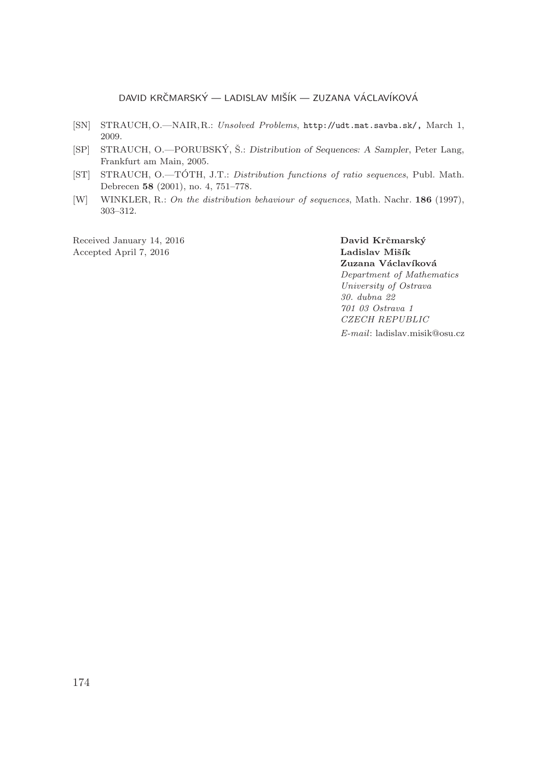- [SN] STRAUCH, O.—NAIR, R.: *Unsolved Problems*, `http://udt.mat.savba.sk/`, March 1, 2009.
- [SP] STRAUCH, O.—PORUBSKÝ, Š.: *Distribution of Sequences: A Sampler*, Peter Lang, Frankfurt am Main, 2005.
- [ST] STRAUCH, O.—TÓTH, J.T.: *Distribution functions of ratio sequences*, Publ. Math. Debrecen **58** (2001), no. 4, 751–778.
- [W] WINKLER, R.: *On the distribution behaviour of sequences*, Math. Nachr. **186** (1997), 303–312.

Received January 14, 2016
Accepted April 7, 2016

**David Krčmarský**
**Ladislav Mišík**
**Zuzana Václavíková**
*Department of Mathematics*
*University of Ostrava*
*30. dubna 22*
*701 03 Ostrava 1*
*CZECH REPUBLIC*
*E-mail*: ladislav.misik@osu.cz